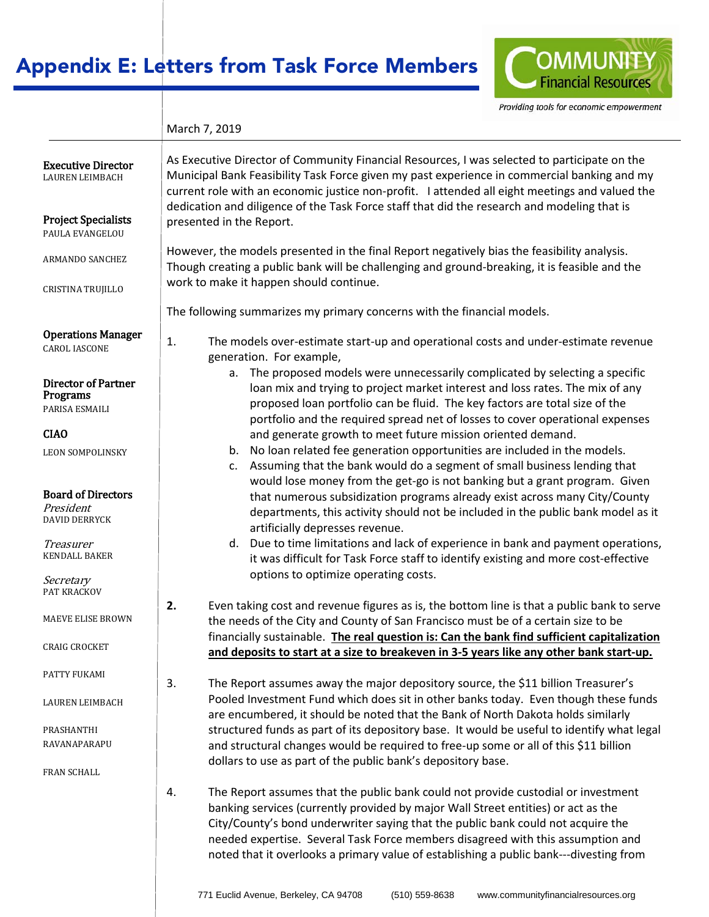# Appendix E: Letters from Task Force Members

COMMUNITY Financial Resources

*Providing tools for economic empowerment*

**Executive Director**
LAUREN LEIMBACH

**Project Specialists**
PAULA EVANGELOU

ARMANDO SANCHEZ

CRISTINA TRUJILLO

**Operations Manager**
CAROL IASCONE

**Director of Partner Programs**
PARISA ESMAILI

**CIAO**
LEON SOMPOLINSKY

**Board of Directors**
*President*
DAVID DERRYCK

*Treasurer*
KENDALL BAKER

*Secretary*
PAT KRACKOV

MAEVE ELISE BROWN

CRAIG CROCKET

PATTY FUKAMI

LAUREN LEIMBACH

PRASHANTHI RAVANAPARAPU

FRAN SCHALL

March 7, 2019

As Executive Director of Community Financial Resources, I was selected to participate on the Municipal Bank Feasibility Task Force given my past experience in commercial banking and my current role with an economic justice non-profit. I attended all eight meetings and valued the dedication and diligence of the Task Force staff that did the research and modeling that is presented in the Report.

However, the models presented in the final Report negatively bias the feasibility analysis. Though creating a public bank will be challenging and ground-breaking, it is feasible and the work to make it happen should continue.

The following summarizes my primary concerns with the financial models.

1. The models over-estimate start-up and operational costs and under-estimate revenue generation. For example,
   a. The proposed models were unnecessarily complicated by selecting a specific loan mix and trying to project market interest and loss rates. The mix of any proposed loan portfolio can be fluid. The key factors are total size of the portfolio and the required spread net of losses to cover operational expenses and generate growth to meet future mission oriented demand.
   b. No loan related fee generation opportunities are included in the models.
   c. Assuming that the bank would do a segment of small business lending that would lose money from the get-go is not banking but a grant program. Given that numerous subsidization programs already exist across many City/County departments, this activity should not be included in the public bank model as it artificially depresses revenue.
   d. Due to time limitations and lack of experience in bank and payment operations, it was difficult for Task Force staff to identify existing and more cost-effective options to optimize operating costs.

**2.** Even taking cost and revenue figures as is, the bottom line is that a public bank to serve the needs of the City and County of San Francisco must be of a certain size to be financially sustainable. **<u>The real question is: Can the bank find sufficient capitalization and deposits to start at a size to breakeven in 3-5 years like any other bank start-up.</u>**

3. The Report assumes away the major depository source, the $11 billion Treasurer's Pooled Investment Fund which does sit in other banks today. Even though these funds are encumbered, it should be noted that the Bank of North Dakota holds similarly structured funds as part of its depository base. It would be useful to identify what legal and structural changes would be required to free-up some or all of this $11 billion dollars to use as part of the public bank's depository base.

4. The Report assumes that the public bank could not provide custodial or investment banking services (currently provided by major Wall Street entities) or act as the City/County's bond underwriter saying that the public bank could not acquire the needed expertise. Several Task Force members disagreed with this assumption and noted that it overlooks a primary value of establishing a public bank---divesting from

771 Euclid Avenue, Berkeley, CA 94708 (510) 559-8638 www.communityfinancialresources.org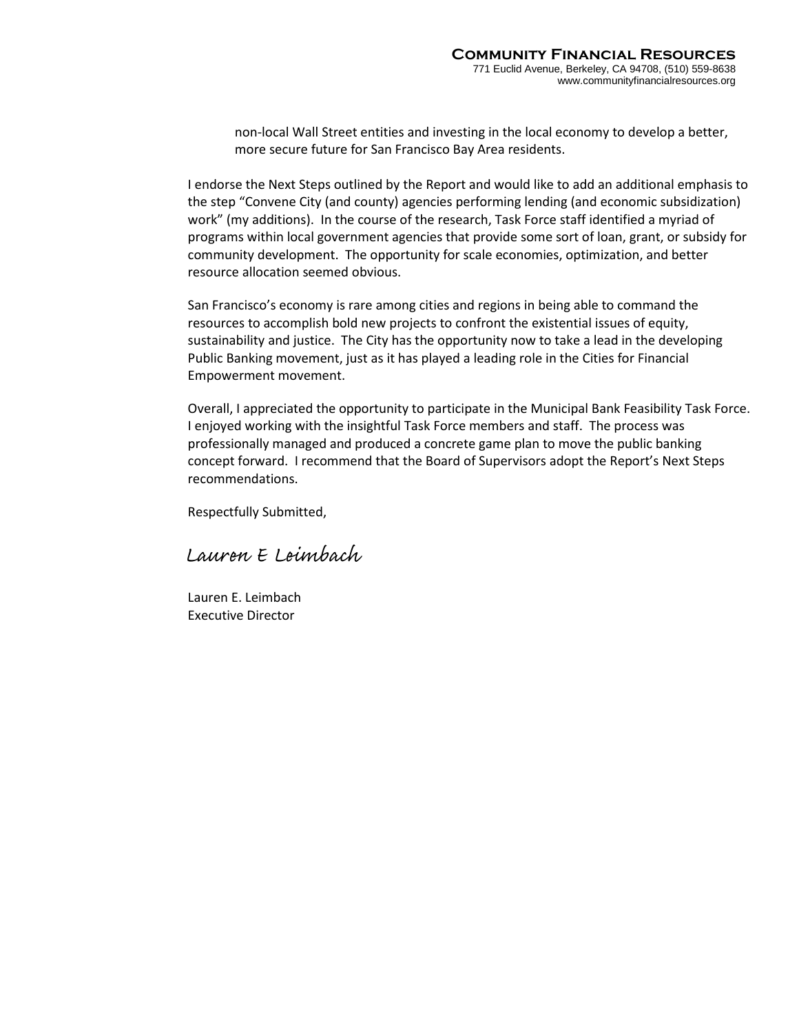non-local Wall Street entities and investing in the local economy to develop a better, more secure future for San Francisco Bay Area residents.

I endorse the Next Steps outlined by the Report and would like to add an additional emphasis to the step "Convene City (and county) agencies performing lending (and economic subsidization) work" (my additions). In the course of the research, Task Force staff identified a myriad of programs within local government agencies that provide some sort of loan, grant, or subsidy for community development. The opportunity for scale economies, optimization, and better resource allocation seemed obvious.

San Francisco's economy is rare among cities and regions in being able to command the resources to accomplish bold new projects to confront the existential issues of equity, sustainability and justice. The City has the opportunity now to take a lead in the developing Public Banking movement, just as it has played a leading role in the Cities for Financial Empowerment movement.

Overall, I appreciated the opportunity to participate in the Municipal Bank Feasibility Task Force. I enjoyed working with the insightful Task Force members and staff. The process was professionally managed and produced a concrete game plan to move the public banking concept forward. I recommend that the Board of Supervisors adopt the Report's Next Steps recommendations.

Respectfully Submitted,

*Lauren E Leimbach*

Lauren E. Leimbach
Executive Director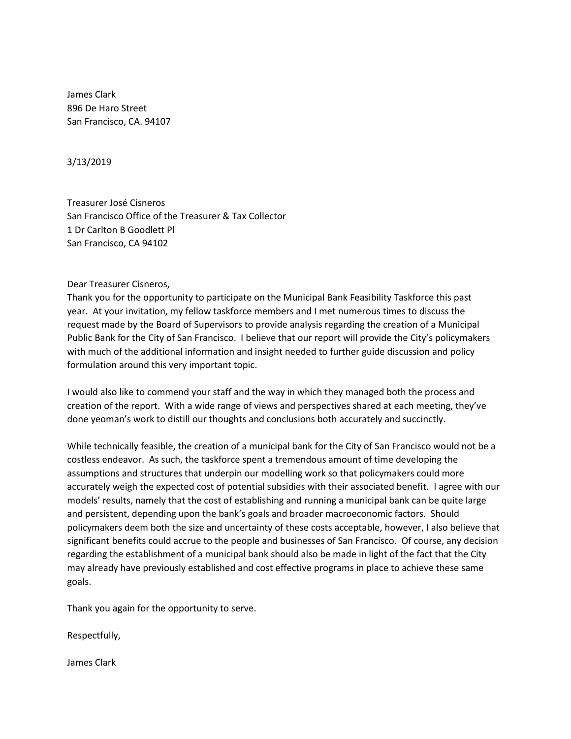James Clark
896 De Haro Street
San Francisco, CA. 94107

3/13/2019

Treasurer José Cisneros
San Francisco Office of the Treasurer & Tax Collector
1 Dr Carlton B Goodlett Pl
San Francisco, CA 94102

Dear Treasurer Cisneros,

Thank you for the opportunity to participate on the Municipal Bank Feasibility Taskforce this past year. At your invitation, my fellow taskforce members and I met numerous times to discuss the request made by the Board of Supervisors to provide analysis regarding the creation of a Municipal Public Bank for the City of San Francisco. I believe that our report will provide the City's policymakers with much of the additional information and insight needed to further guide discussion and policy formulation around this very important topic.

I would also like to commend your staff and the way in which they managed both the process and creation of the report. With a wide range of views and perspectives shared at each meeting, they've done yeoman's work to distill our thoughts and conclusions both accurately and succinctly.

While technically feasible, the creation of a municipal bank for the City of San Francisco would not be a costless endeavor. As such, the taskforce spent a tremendous amount of time developing the assumptions and structures that underpin our modelling work so that policymakers could more accurately weigh the expected cost of potential subsidies with their associated benefit. I agree with our models' results, namely that the cost of establishing and running a municipal bank can be quite large and persistent, depending upon the bank's goals and broader macroeconomic factors. Should policymakers deem both the size and uncertainty of these costs acceptable, however, I also believe that significant benefits could accrue to the people and businesses of San Francisco. Of course, any decision regarding the establishment of a municipal bank should also be made in light of the fact that the City may already have previously established and cost effective programs in place to achieve these same goals.

Thank you again for the opportunity to serve.

Respectfully,

James Clark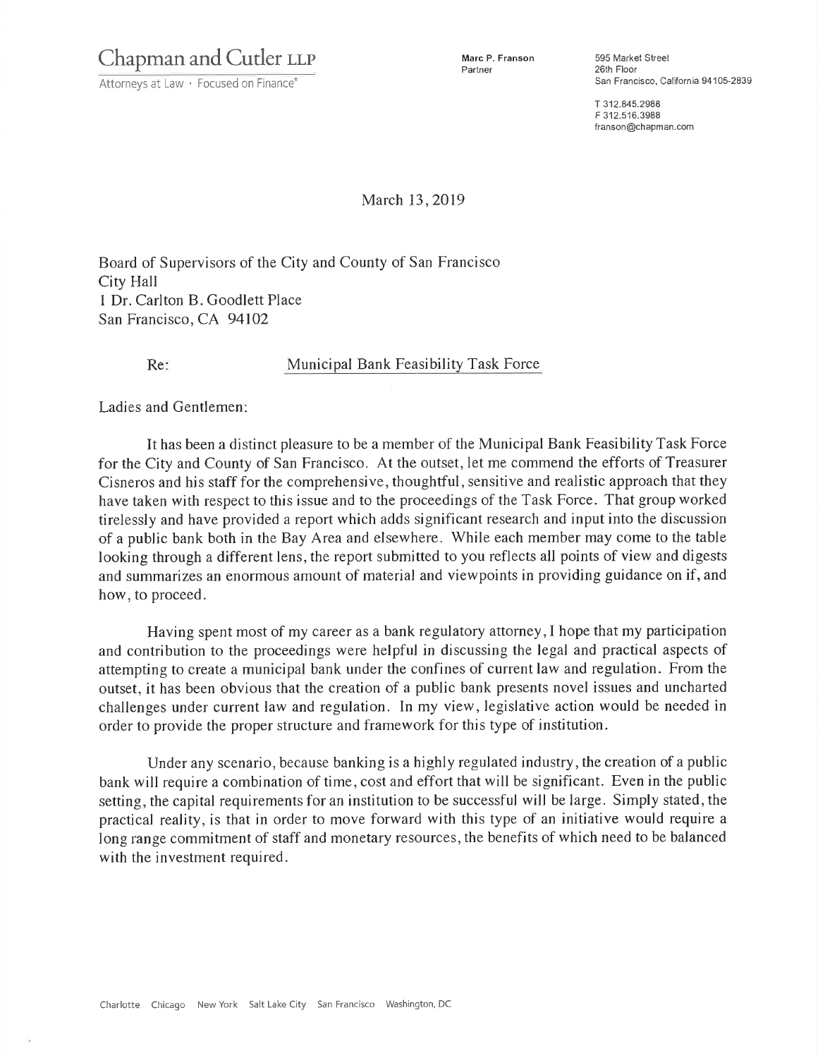Chapman and Cutler LLP

Attorneys at Law · Focused on Finance®

**Marc P. Franson**
Partner

595 Market Street
26th Floor
San Francisco, California 94105-2839

T 312.845.2988
F 312.516.3988
franson@chapman.com

March 13, 2019

Board of Supervisors of the City and County of San Francisco
City Hall
1 Dr. Carlton B. Goodlett Place
San Francisco, CA 94102

Re: Municipal Bank Feasibility Task Force

Ladies and Gentlemen:

It has been a distinct pleasure to be a member of the Municipal Bank Feasibility Task Force for the City and County of San Francisco. At the outset, let me commend the efforts of Treasurer Cisneros and his staff for the comprehensive, thoughtful, sensitive and realistic approach that they have taken with respect to this issue and to the proceedings of the Task Force. That group worked tirelessly and have provided a report which adds significant research and input into the discussion of a public bank both in the Bay Area and elsewhere. While each member may come to the table looking through a different lens, the report submitted to you reflects all points of view and digests and summarizes an enormous amount of material and viewpoints in providing guidance on if, and how, to proceed.

Having spent most of my career as a bank regulatory attorney, I hope that my participation and contribution to the proceedings were helpful in discussing the legal and practical aspects of attempting to create a municipal bank under the confines of current law and regulation. From the outset, it has been obvious that the creation of a public bank presents novel issues and uncharted challenges under current law and regulation. In my view, legislative action would be needed in order to provide the proper structure and framework for this type of institution.

Under any scenario, because banking is a highly regulated industry, the creation of a public bank will require a combination of time, cost and effort that will be significant. Even in the public setting, the capital requirements for an institution to be successful will be large. Simply stated, the practical reality, is that in order to move forward with this type of an initiative would require a long range commitment of staff and monetary resources, the benefits of which need to be balanced with the investment required.

Charlotte Chicago New York Salt Lake City San Francisco Washington, DC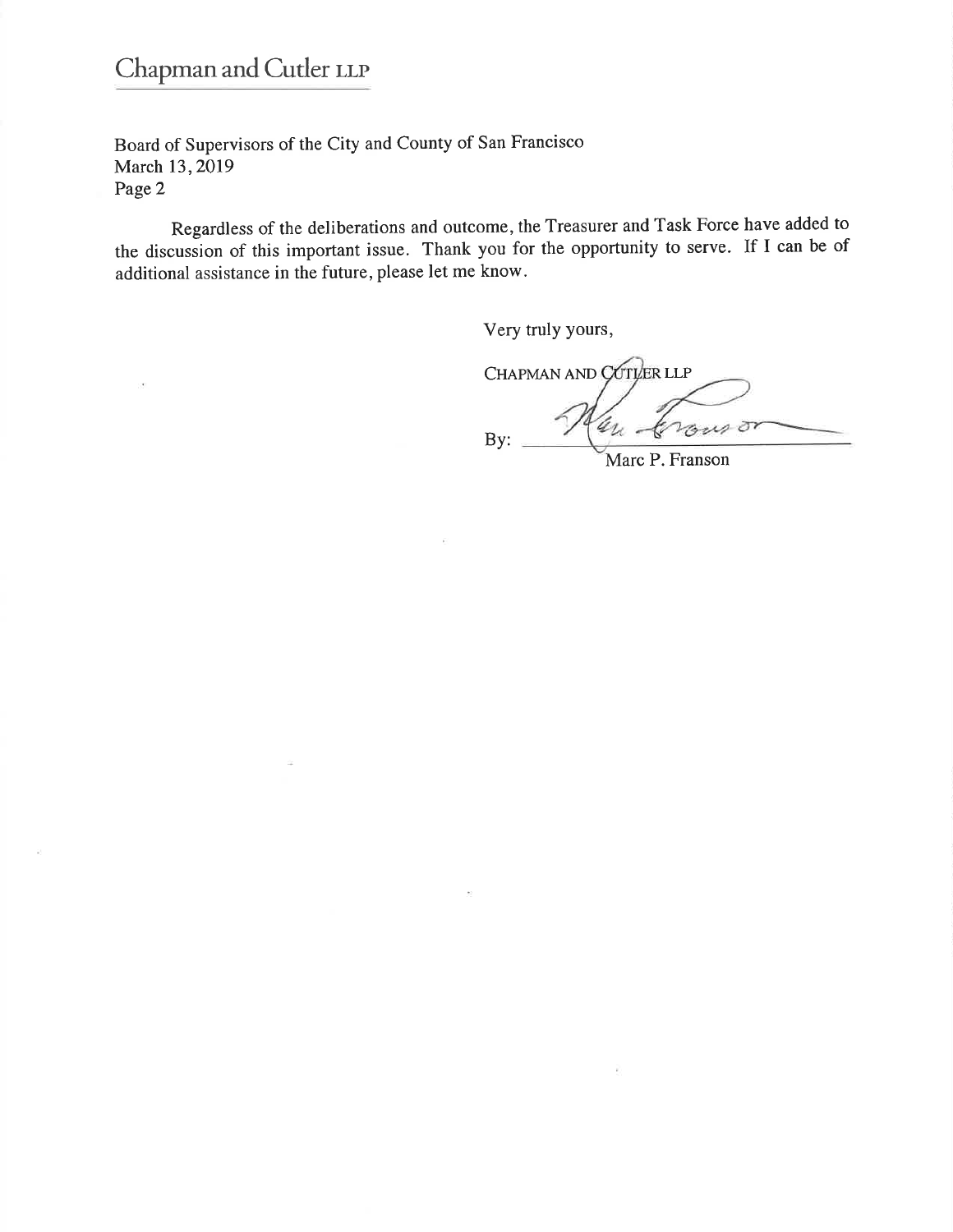Board of Supervisors of the City and County of San Francisco
March 13, 2019
Page 2

Regardless of the deliberations and outcome, the Treasurer and Task Force have added to the discussion of this important issue. Thank you for the opportunity to serve. If I can be of additional assistance in the future, please let me know.

Very truly yours,

CHAPMAN AND CUTLER LLP

By: ______________________
Marc P. Franson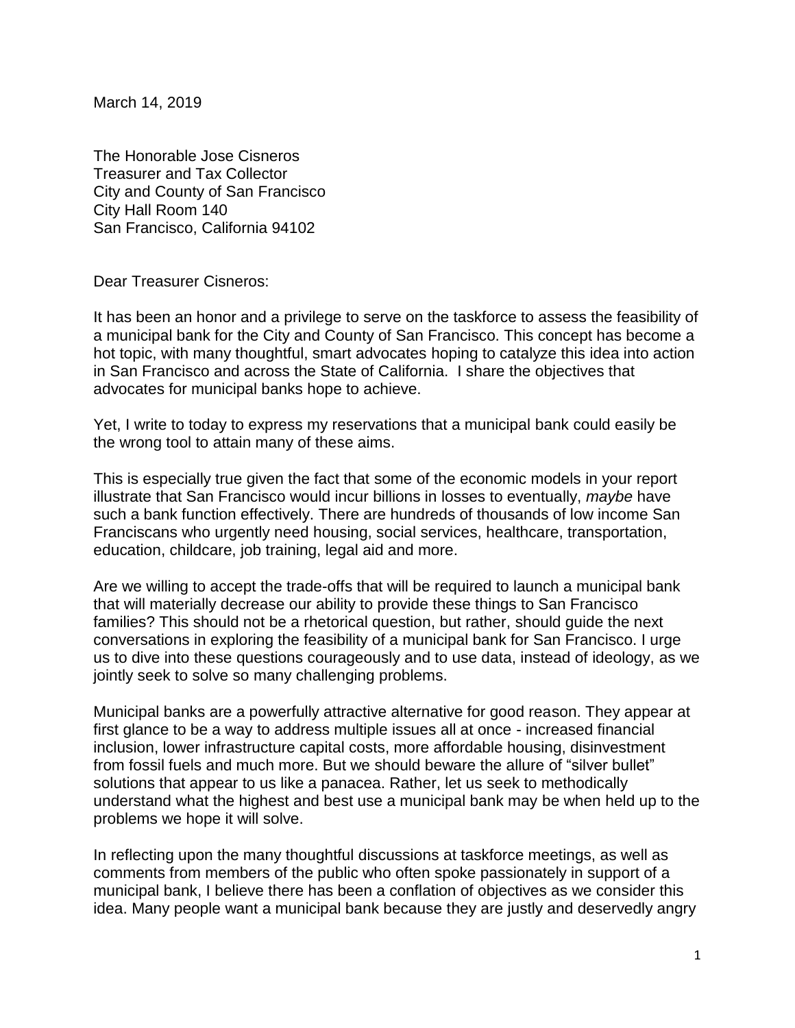March 14, 2019

The Honorable Jose Cisneros
Treasurer and Tax Collector
City and County of San Francisco
City Hall Room 140
San Francisco, California 94102

Dear Treasurer Cisneros:

It has been an honor and a privilege to serve on the taskforce to assess the feasibility of a municipal bank for the City and County of San Francisco. This concept has become a hot topic, with many thoughtful, smart advocates hoping to catalyze this idea into action in San Francisco and across the State of California. I share the objectives that advocates for municipal banks hope to achieve.

Yet, I write to today to express my reservations that a municipal bank could easily be the wrong tool to attain many of these aims.

This is especially true given the fact that some of the economic models in your report illustrate that San Francisco would incur billions in losses to eventually, *maybe* have such a bank function effectively. There are hundreds of thousands of low income San Franciscans who urgently need housing, social services, healthcare, transportation, education, childcare, job training, legal aid and more.

Are we willing to accept the trade-offs that will be required to launch a municipal bank that will materially decrease our ability to provide these things to San Francisco families? This should not be a rhetorical question, but rather, should guide the next conversations in exploring the feasibility of a municipal bank for San Francisco. I urge us to dive into these questions courageously and to use data, instead of ideology, as we jointly seek to solve so many challenging problems.

Municipal banks are a powerfully attractive alternative for good reason. They appear at first glance to be a way to address multiple issues all at once - increased financial inclusion, lower infrastructure capital costs, more affordable housing, disinvestment from fossil fuels and much more. But we should beware the allure of "silver bullet" solutions that appear to us like a panacea. Rather, let us seek to methodically understand what the highest and best use a municipal bank may be when held up to the problems we hope it will solve.

In reflecting upon the many thoughtful discussions at taskforce meetings, as well as comments from members of the public who often spoke passionately in support of a municipal bank, I believe there has been a conflation of objectives as we consider this idea. Many people want a municipal bank because they are justly and deservedly angry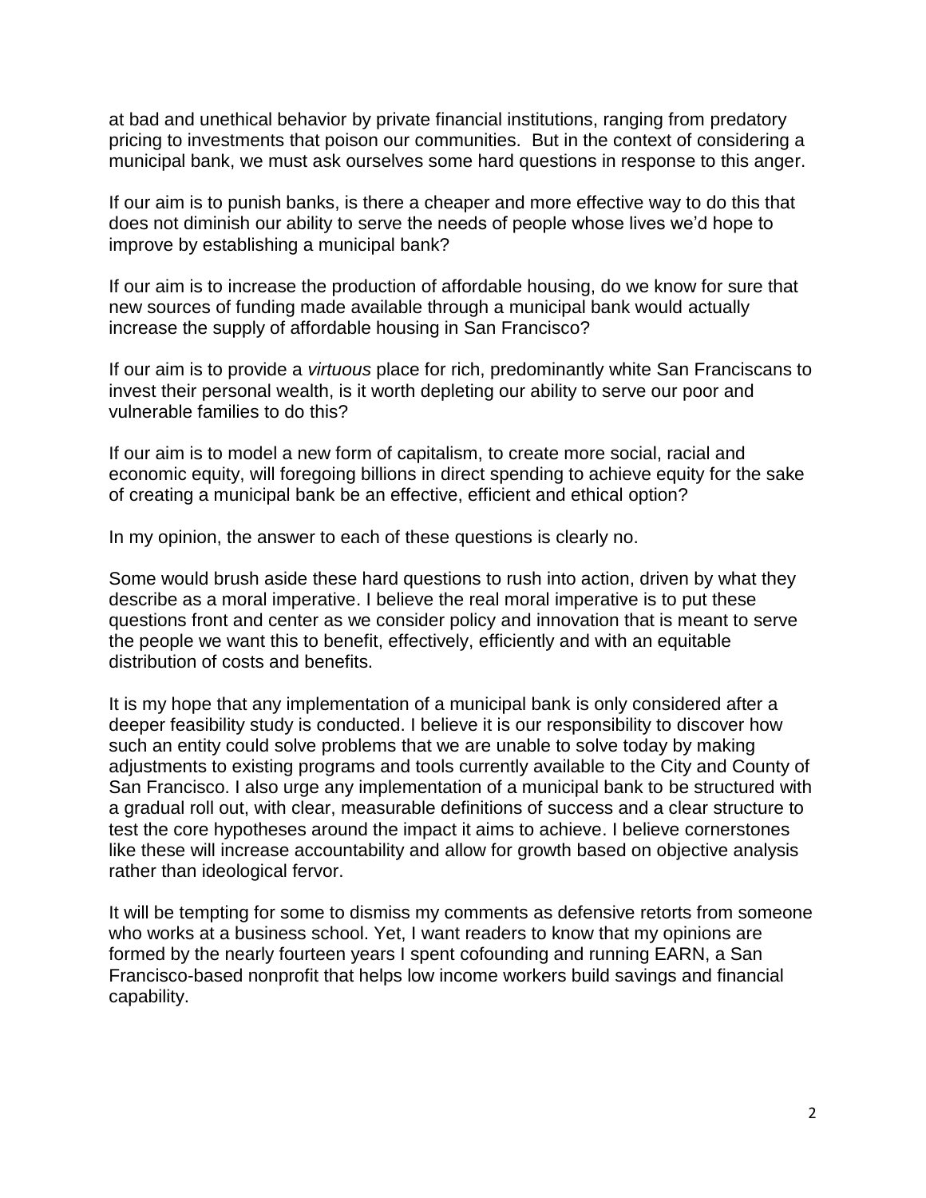at bad and unethical behavior by private financial institutions, ranging from predatory pricing to investments that poison our communities. But in the context of considering a municipal bank, we must ask ourselves some hard questions in response to this anger.

If our aim is to punish banks, is there a cheaper and more effective way to do this that does not diminish our ability to serve the needs of people whose lives we'd hope to improve by establishing a municipal bank?

If our aim is to increase the production of affordable housing, do we know for sure that new sources of funding made available through a municipal bank would actually increase the supply of affordable housing in San Francisco?

If our aim is to provide a *virtuous* place for rich, predominantly white San Franciscans to invest their personal wealth, is it worth depleting our ability to serve our poor and vulnerable families to do this?

If our aim is to model a new form of capitalism, to create more social, racial and economic equity, will foregoing billions in direct spending to achieve equity for the sake of creating a municipal bank be an effective, efficient and ethical option?

In my opinion, the answer to each of these questions is clearly no.

Some would brush aside these hard questions to rush into action, driven by what they describe as a moral imperative. I believe the real moral imperative is to put these questions front and center as we consider policy and innovation that is meant to serve the people we want this to benefit, effectively, efficiently and with an equitable distribution of costs and benefits.

It is my hope that any implementation of a municipal bank is only considered after a deeper feasibility study is conducted. I believe it is our responsibility to discover how such an entity could solve problems that we are unable to solve today by making adjustments to existing programs and tools currently available to the City and County of San Francisco. I also urge any implementation of a municipal bank to be structured with a gradual roll out, with clear, measurable definitions of success and a clear structure to test the core hypotheses around the impact it aims to achieve. I believe cornerstones like these will increase accountability and allow for growth based on objective analysis rather than ideological fervor.

It will be tempting for some to dismiss my comments as defensive retorts from someone who works at a business school. Yet, I want readers to know that my opinions are formed by the nearly fourteen years I spent cofounding and running EARN, a San Francisco-based nonprofit that helps low income workers build savings and financial capability.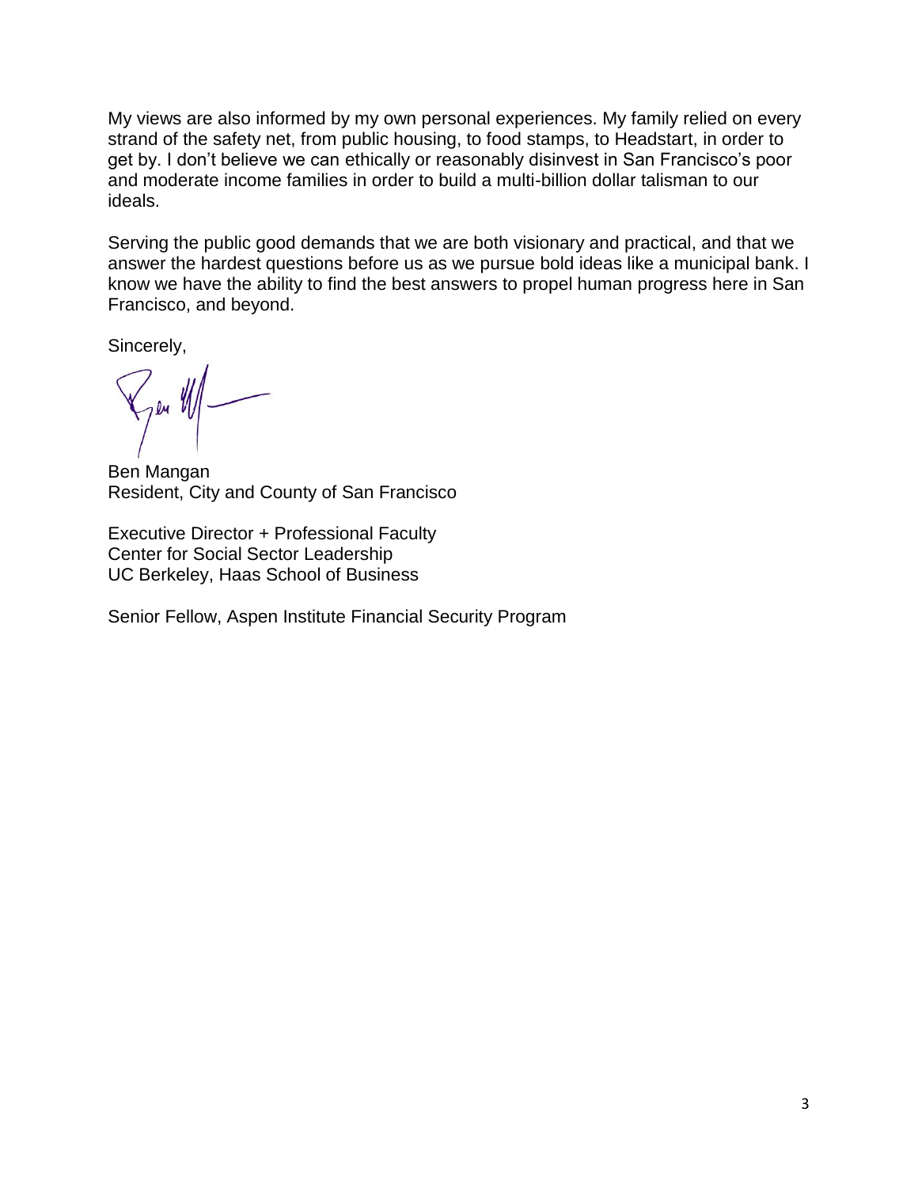My views are also informed by my own personal experiences. My family relied on every strand of the safety net, from public housing, to food stamps, to Headstart, in order to get by. I don't believe we can ethically or reasonably disinvest in San Francisco's poor and moderate income families in order to build a multi-billion dollar talisman to our ideals.

Serving the public good demands that we are both visionary and practical, and that we answer the hardest questions before us as we pursue bold ideas like a municipal bank. I know we have the ability to find the best answers to propel human progress here in San Francisco, and beyond.

Sincerely,

Ben Mangan  
Resident, City and County of San Francisco

Executive Director + Professional Faculty  
Center for Social Sector Leadership  
UC Berkeley, Haas School of Business

Senior Fellow, Aspen Institute Financial Security Program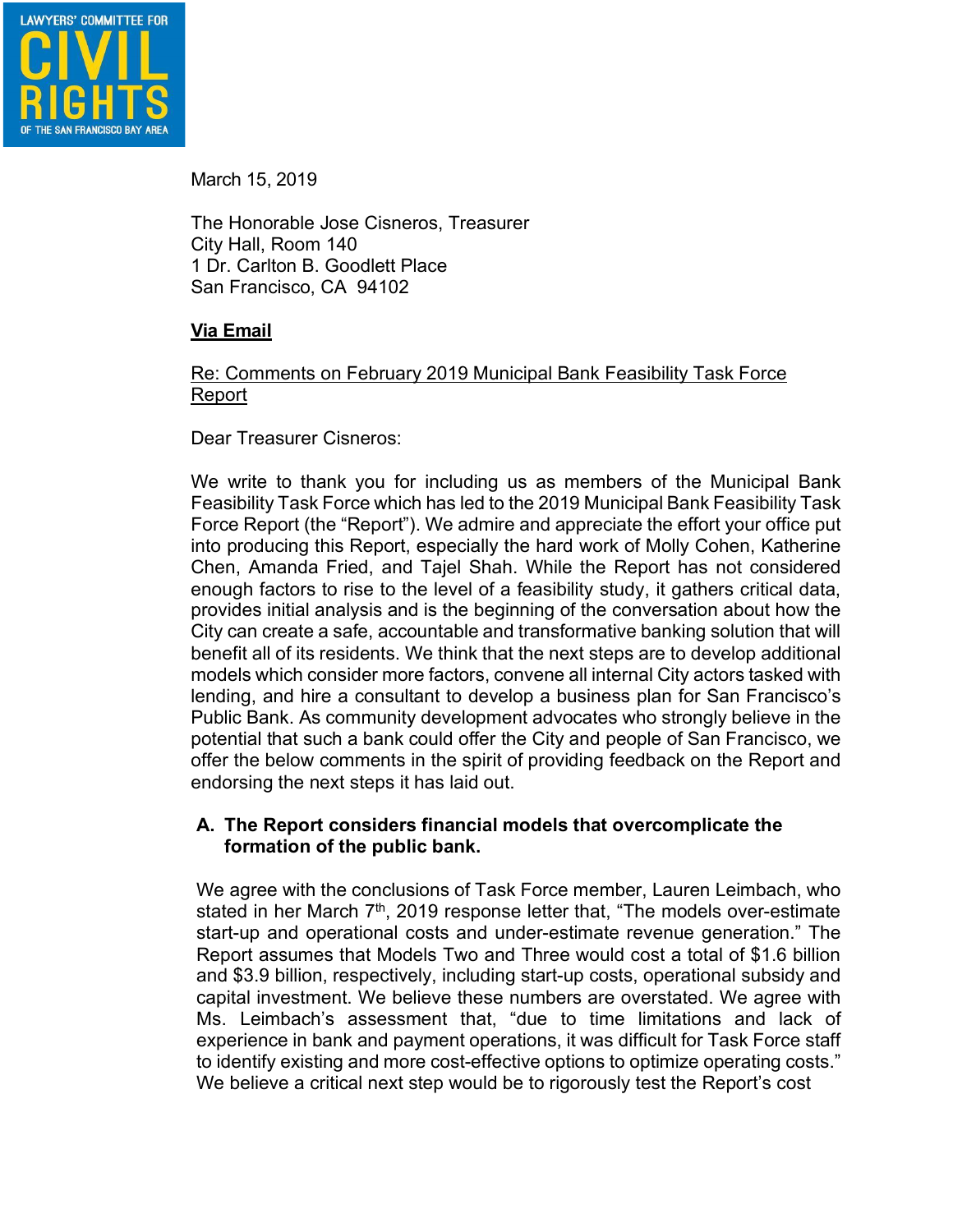LAWYERS' COMMITTEE FOR CIVIL RIGHTS OF THE SAN FRANCISCO BAY AREA

March 15, 2019

The Honorable Jose Cisneros, Treasurer
City Hall, Room 140
1 Dr. Carlton B. Goodlett Place
San Francisco, CA 94102

**Via Email**

Re: Comments on February 2019 Municipal Bank Feasibility Task Force Report

Dear Treasurer Cisneros:

We write to thank you for including us as members of the Municipal Bank Feasibility Task Force which has led to the 2019 Municipal Bank Feasibility Task Force Report (the "Report"). We admire and appreciate the effort your office put into producing this Report, especially the hard work of Molly Cohen, Katherine Chen, Amanda Fried, and Tajel Shah. While the Report has not considered enough factors to rise to the level of a feasibility study, it gathers critical data, provides initial analysis and is the beginning of the conversation about how the City can create a safe, accountable and transformative banking solution that will benefit all of its residents. We think that the next steps are to develop additional models which consider more factors, convene all internal City actors tasked with lending, and hire a consultant to develop a business plan for San Francisco's Public Bank. As community development advocates who strongly believe in the potential that such a bank could offer the City and people of San Francisco, we offer the below comments in the spirit of providing feedback on the Report and endorsing the next steps it has laid out.

**A. The Report considers financial models that overcomplicate the formation of the public bank.**

We agree with the conclusions of Task Force member, Lauren Leimbach, who stated in her March 7th, 2019 response letter that, "The models over-estimate start-up and operational costs and under-estimate revenue generation." The Report assumes that Models Two and Three would cost a total of $1.6 billion and $3.9 billion, respectively, including start-up costs, operational subsidy and capital investment. We believe these numbers are overstated. We agree with Ms. Leimbach's assessment that, "due to time limitations and lack of experience in bank and payment operations, it was difficult for Task Force staff to identify existing and more cost-effective options to optimize operating costs." We believe a critical next step would be to rigorously test the Report's cost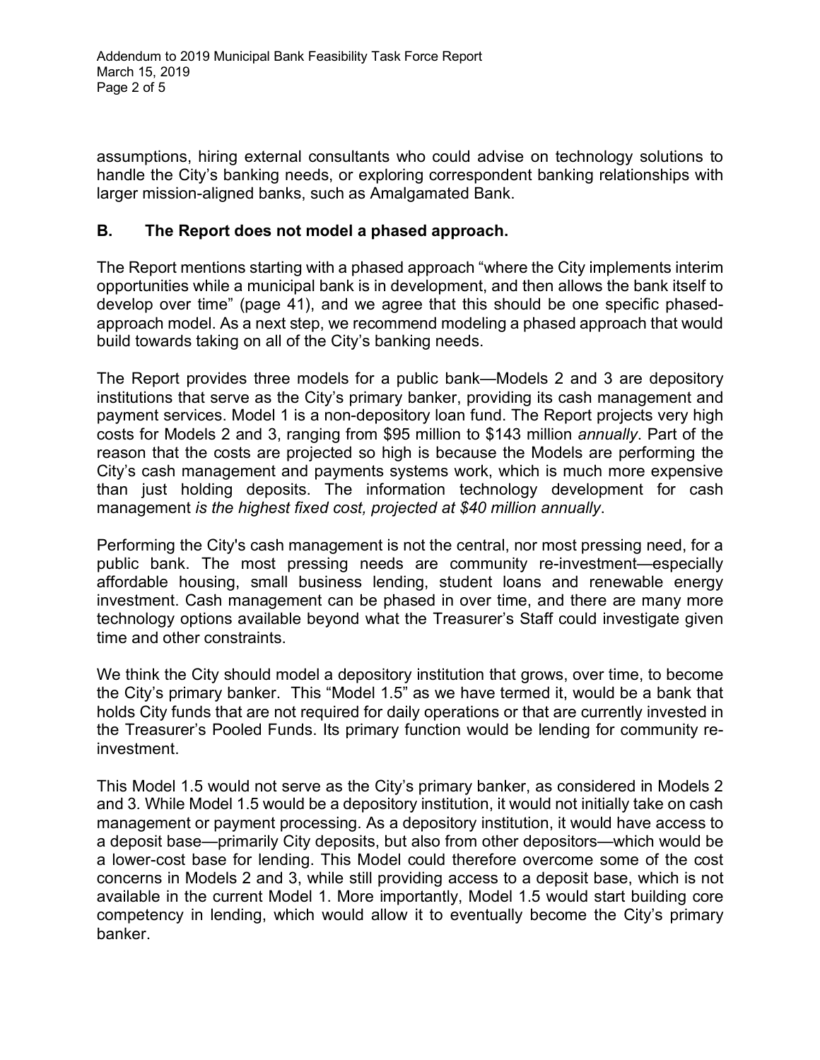assumptions, hiring external consultants who could advise on technology solutions to handle the City's banking needs, or exploring correspondent banking relationships with larger mission-aligned banks, such as Amalgamated Bank.

## B. The Report does not model a phased approach.

The Report mentions starting with a phased approach "where the City implements interim opportunities while a municipal bank is in development, and then allows the bank itself to develop over time" (page 41), and we agree that this should be one specific phased-approach model. As a next step, we recommend modeling a phased approach that would build towards taking on all of the City's banking needs.

The Report provides three models for a public bank—Models 2 and 3 are depository institutions that serve as the City's primary banker, providing its cash management and payment services. Model 1 is a non-depository loan fund. The Report projects very high costs for Models 2 and 3, ranging from \$95 million to \$143 million *annually*. Part of the reason that the costs are projected so high is because the Models are performing the City's cash management and payments systems work, which is much more expensive than just holding deposits. The information technology development for cash management *is the highest fixed cost, projected at \$40 million annually*.

Performing the City's cash management is not the central, nor most pressing need, for a public bank. The most pressing needs are community re-investment—especially affordable housing, small business lending, student loans and renewable energy investment. Cash management can be phased in over time, and there are many more technology options available beyond what the Treasurer's Staff could investigate given time and other constraints.

We think the City should model a depository institution that grows, over time, to become the City's primary banker. This "Model 1.5" as we have termed it, would be a bank that holds City funds that are not required for daily operations or that are currently invested in the Treasurer's Pooled Funds. Its primary function would be lending for community re-investment.

This Model 1.5 would not serve as the City's primary banker, as considered in Models 2 and 3. While Model 1.5 would be a depository institution, it would not initially take on cash management or payment processing. As a depository institution, it would have access to a deposit base—primarily City deposits, but also from other depositors—which would be a lower-cost base for lending. This Model could therefore overcome some of the cost concerns in Models 2 and 3, while still providing access to a deposit base, which is not available in the current Model 1. More importantly, Model 1.5 would start building core competency in lending, which would allow it to eventually become the City's primary banker.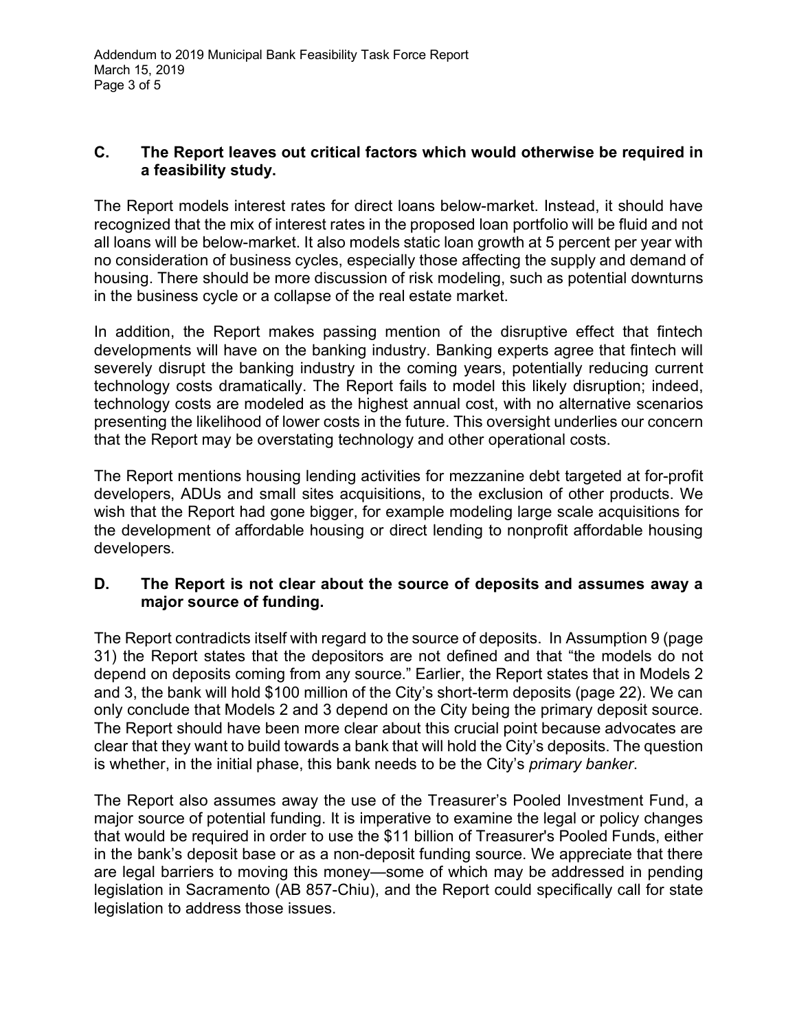### C. The Report leaves out critical factors which would otherwise be required in a feasibility study.

The Report models interest rates for direct loans below-market. Instead, it should have recognized that the mix of interest rates in the proposed loan portfolio will be fluid and not all loans will be below-market. It also models static loan growth at 5 percent per year with no consideration of business cycles, especially those affecting the supply and demand of housing. There should be more discussion of risk modeling, such as potential downturns in the business cycle or a collapse of the real estate market.

In addition, the Report makes passing mention of the disruptive effect that fintech developments will have on the banking industry. Banking experts agree that fintech will severely disrupt the banking industry in the coming years, potentially reducing current technology costs dramatically. The Report fails to model this likely disruption; indeed, technology costs are modeled as the highest annual cost, with no alternative scenarios presenting the likelihood of lower costs in the future. This oversight underlies our concern that the Report may be overstating technology and other operational costs.

The Report mentions housing lending activities for mezzanine debt targeted at for-profit developers, ADUs and small sites acquisitions, to the exclusion of other products. We wish that the Report had gone bigger, for example modeling large scale acquisitions for the development of affordable housing or direct lending to nonprofit affordable housing developers.

### D. The Report is not clear about the source of deposits and assumes away a major source of funding.

The Report contradicts itself with regard to the source of deposits. In Assumption 9 (page 31) the Report states that the depositors are not defined and that "the models do not depend on deposits coming from any source." Earlier, the Report states that in Models 2 and 3, the bank will hold $100 million of the City's short-term deposits (page 22). We can only conclude that Models 2 and 3 depend on the City being the primary deposit source. The Report should have been more clear about this crucial point because advocates are clear that they want to build towards a bank that will hold the City's deposits. The question is whether, in the initial phase, this bank needs to be the City's *primary banker*.

The Report also assumes away the use of the Treasurer's Pooled Investment Fund, a major source of potential funding. It is imperative to examine the legal or policy changes that would be required in order to use the $11 billion of Treasurer's Pooled Funds, either in the bank's deposit base or as a non-deposit funding source. We appreciate that there are legal barriers to moving this money—some of which may be addressed in pending legislation in Sacramento (AB 857-Chiu), and the Report could specifically call for state legislation to address those issues.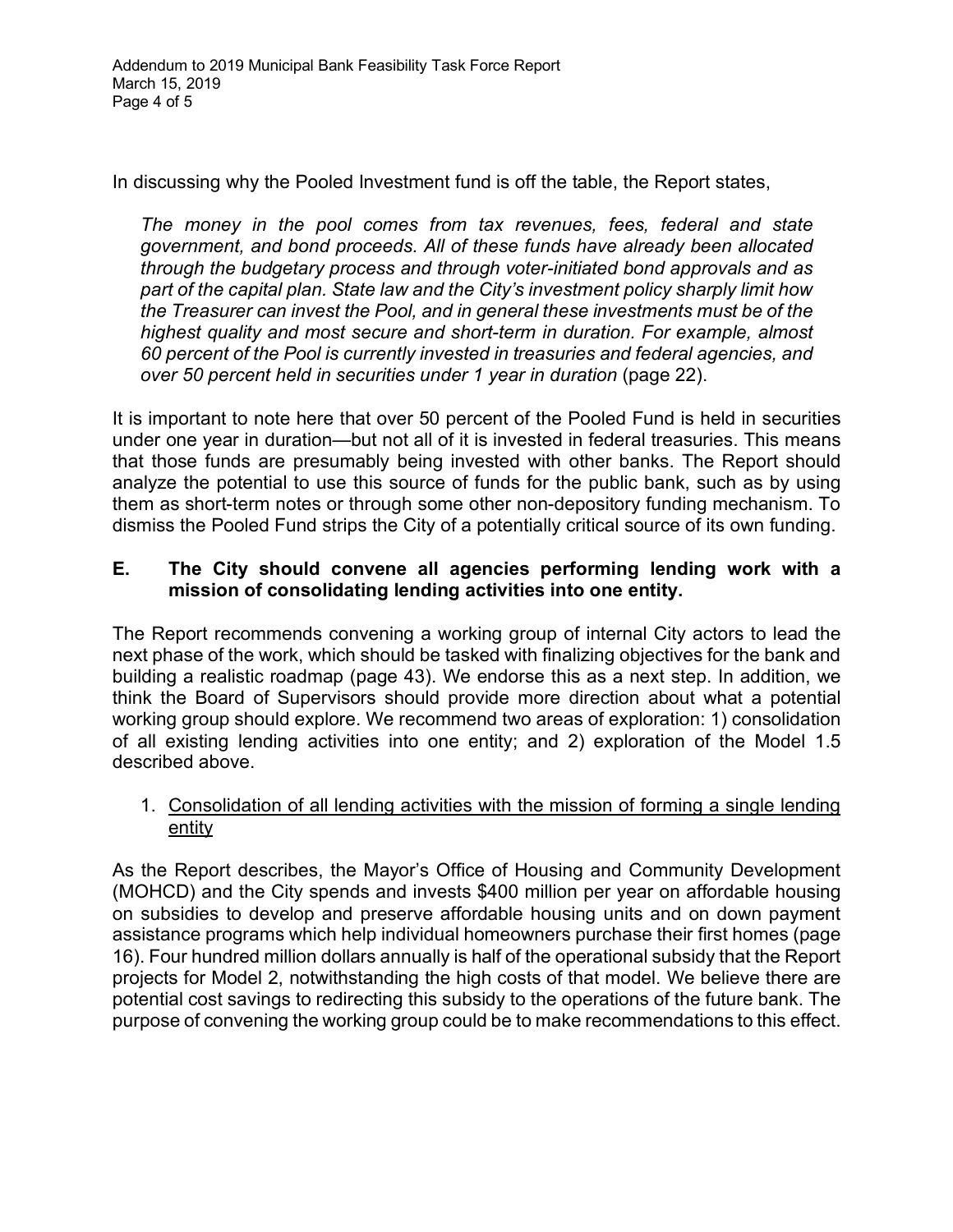In discussing why the Pooled Investment fund is off the table, the Report states,

> *The money in the pool comes from tax revenues, fees, federal and state government, and bond proceeds. All of these funds have already been allocated through the budgetary process and through voter-initiated bond approvals and as part of the capital plan. State law and the City's investment policy sharply limit how the Treasurer can invest the Pool, and in general these investments must be of the highest quality and most secure and short-term in duration. For example, almost 60 percent of the Pool is currently invested in treasuries and federal agencies, and over 50 percent held in securities under 1 year in duration* (page 22).

It is important to note here that over 50 percent of the Pooled Fund is held in securities under one year in duration—but not all of it is invested in federal treasuries. This means that those funds are presumably being invested with other banks. The Report should analyze the potential to use this source of funds for the public bank, such as by using them as short-term notes or through some other non-depository funding mechanism. To dismiss the Pooled Fund strips the City of a potentially critical source of its own funding.

## E. The City should convene all agencies performing lending work with a mission of consolidating lending activities into one entity.

The Report recommends convening a working group of internal City actors to lead the next phase of the work, which should be tasked with finalizing objectives for the bank and building a realistic roadmap (page 43). We endorse this as a next step. In addition, we think the Board of Supervisors should provide more direction about what a potential working group should explore. We recommend two areas of exploration: 1) consolidation of all existing lending activities into one entity; and 2) exploration of the Model 1.5 described above.

1. <u>Consolidation of all lending activities with the mission of forming a single lending entity</u>

As the Report describes, the Mayor's Office of Housing and Community Development (MOHCD) and the City spends and invests $400 million per year on affordable housing on subsidies to develop and preserve affordable housing units and on down payment assistance programs which help individual homeowners purchase their first homes (page 16). Four hundred million dollars annually is half of the operational subsidy that the Report projects for Model 2, notwithstanding the high costs of that model. We believe there are potential cost savings to redirecting this subsidy to the operations of the future bank. The purpose of convening the working group could be to make recommendations to this effect.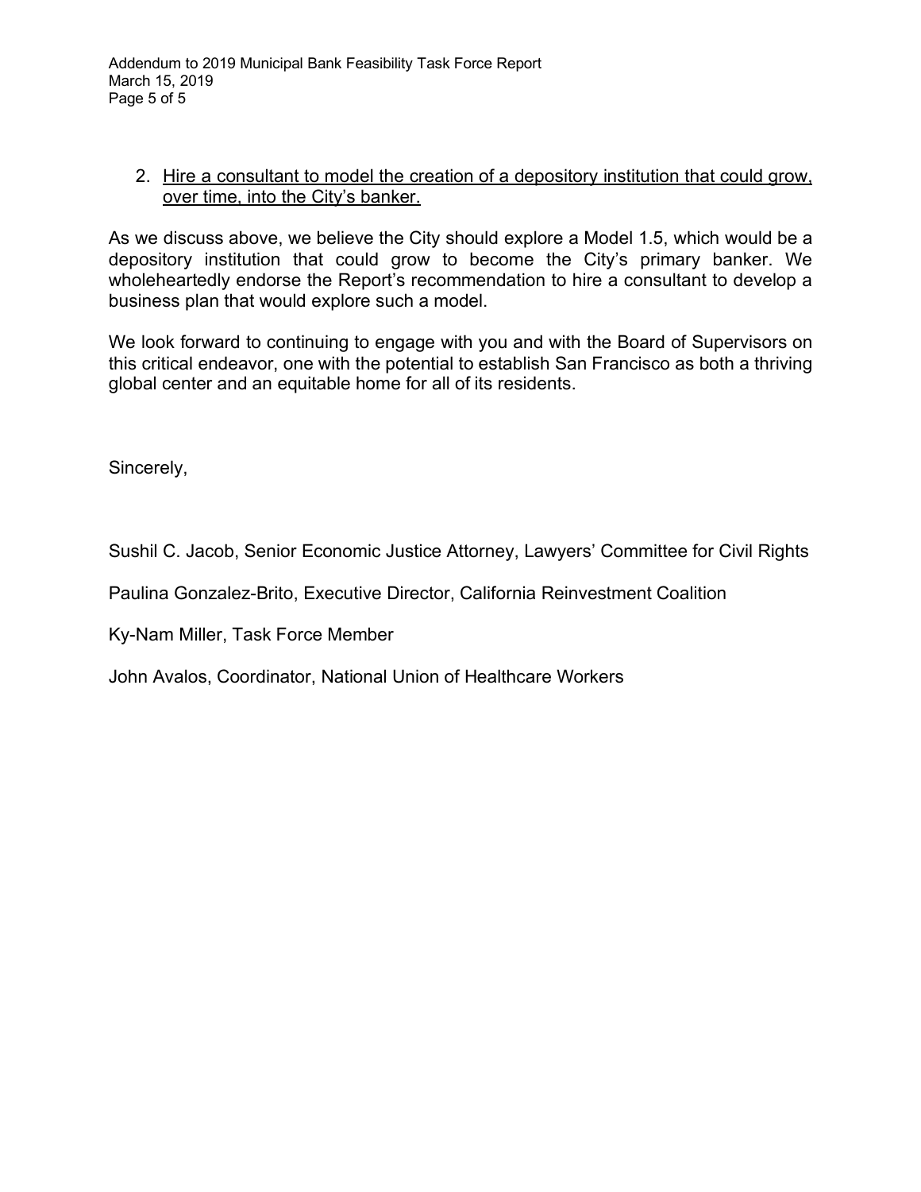2. <u>Hire a consultant to model the creation of a depository institution that could grow, over time, into the City's banker.</u>

As we discuss above, we believe the City should explore a Model 1.5, which would be a depository institution that could grow to become the City's primary banker. We wholeheartedly endorse the Report's recommendation to hire a consultant to develop a business plan that would explore such a model.

We look forward to continuing to engage with you and with the Board of Supervisors on this critical endeavor, one with the potential to establish San Francisco as both a thriving global center and an equitable home for all of its residents.

Sincerely,

Sushil C. Jacob, Senior Economic Justice Attorney, Lawyers' Committee for Civil Rights

Paulina Gonzalez-Brito, Executive Director, California Reinvestment Coalition

Ky-Nam Miller, Task Force Member

John Avalos, Coordinator, National Union of Healthcare Workers